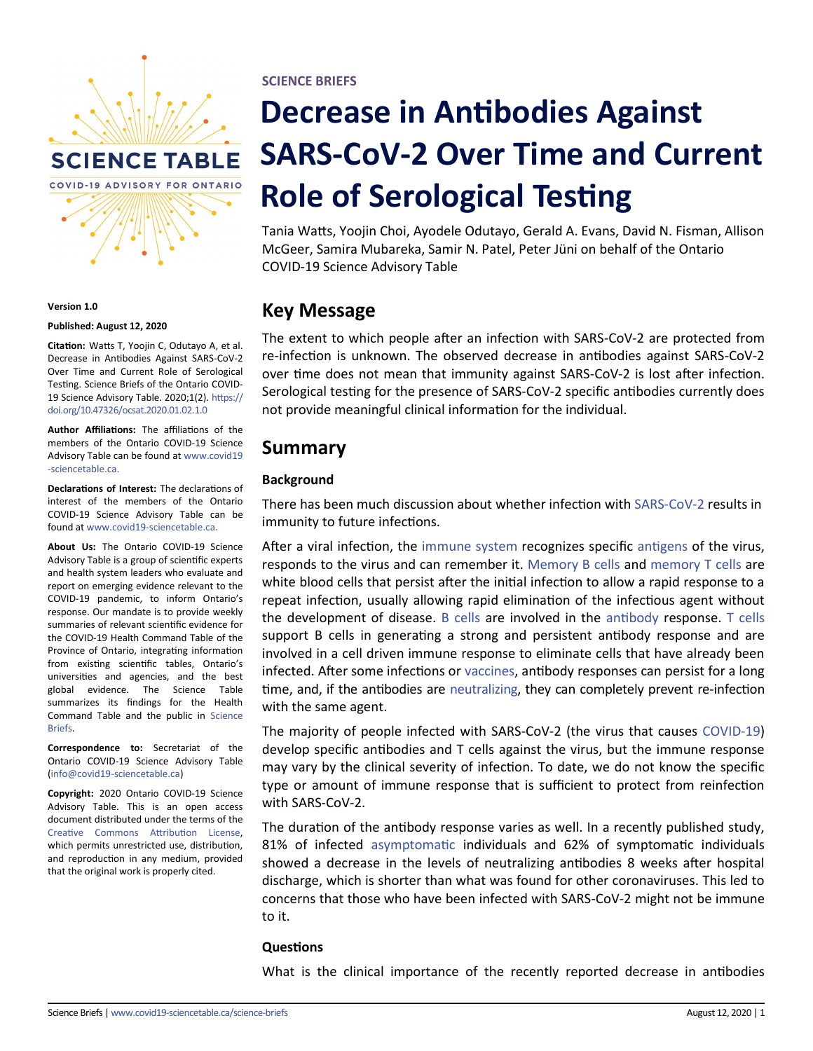SCIENCE TABLE

COVID-19 ADVISORY FOR ONTARIO

**Version 1.0**

**Published: August 12, 2020**

**Citation:** Watts T, Yoojin C, Odutayo A, et al. Decrease in Antibodies Against SARS-CoV-2 Over Time and Current Role of Serological Testing. Science Briefs of the Ontario COVID-19 Science Advisory Table. 2020;1(2). https://doi.org/10.47326/ocsat.2020.01.02.1.0

**Author Affiliations:** The affiliations of the members of the Ontario COVID-19 Science Advisory Table can be found at www.covid19-sciencetable.ca.

**Declarations of Interest:** The declarations of interest of the members of the Ontario COVID-19 Science Advisory Table can be found at www.covid19-sciencetable.ca.

**About Us:** The Ontario COVID-19 Science Advisory Table is a group of scientific experts and health system leaders who evaluate and report on emerging evidence relevant to the COVID-19 pandemic, to inform Ontario's response. Our mandate is to provide weekly summaries of relevant scientific evidence for the COVID-19 Health Command Table of the Province of Ontario, integrating information from existing scientific tables, Ontario's universities and agencies, and the best global evidence. The Science Table summarizes its findings for the Health Command Table and the public in Science Briefs.

**Correspondence to:** Secretariat of the Ontario COVID-19 Science Advisory Table (info@covid19-sciencetable.ca)

**Copyright:** 2020 Ontario COVID-19 Science Advisory Table. This is an open access document distributed under the terms of the Creative Commons Attribution License, which permits unrestricted use, distribution, and reproduction in any medium, provided that the original work is properly cited.

SCIENCE BRIEFS

# Decrease in Antibodies Against SARS-CoV-2 Over Time and Current Role of Serological Testing

Tania Watts, Yoojin Choi, Ayodele Odutayo, Gerald A. Evans, David N. Fisman, Allison McGeer, Samira Mubareka, Samir N. Patel, Peter Jüni on behalf of the Ontario COVID-19 Science Advisory Table

## Key Message

The extent to which people after an infection with SARS-CoV-2 are protected from re-infection is unknown. The observed decrease in antibodies against SARS-CoV-2 over time does not mean that immunity against SARS-CoV-2 is lost after infection. Serological testing for the presence of SARS-CoV-2 specific antibodies currently does not provide meaningful clinical information for the individual.

## Summary

### Background

There has been much discussion about whether infection with SARS-CoV-2 results in immunity to future infections.

After a viral infection, the immune system recognizes specific antigens of the virus, responds to the virus and can remember it. Memory B cells and memory T cells are white blood cells that persist after the initial infection to allow a rapid response to a repeat infection, usually allowing rapid elimination of the infectious agent without the development of disease. B cells are involved in the antibody response. T cells support B cells in generating a strong and persistent antibody response and are involved in a cell driven immune response to eliminate cells that have already been infected. After some infections or vaccines, antibody responses can persist for a long time, and, if the antibodies are neutralizing, they can completely prevent re-infection with the same agent.

The majority of people infected with SARS-CoV-2 (the virus that causes COVID-19) develop specific antibodies and T cells against the virus, but the immune response may vary by the clinical severity of infection. To date, we do not know the specific type or amount of immune response that is sufficient to protect from reinfection with SARS-CoV-2.

The duration of the antibody response varies as well. In a recently published study, 81% of infected asymptomatic individuals and 62% of symptomatic individuals showed a decrease in the levels of neutralizing antibodies 8 weeks after hospital discharge, which is shorter than what was found for other coronaviruses. This led to concerns that those who have been infected with SARS-CoV-2 might not be immune to it.

### Questions

What is the clinical importance of the recently reported decrease in antibodies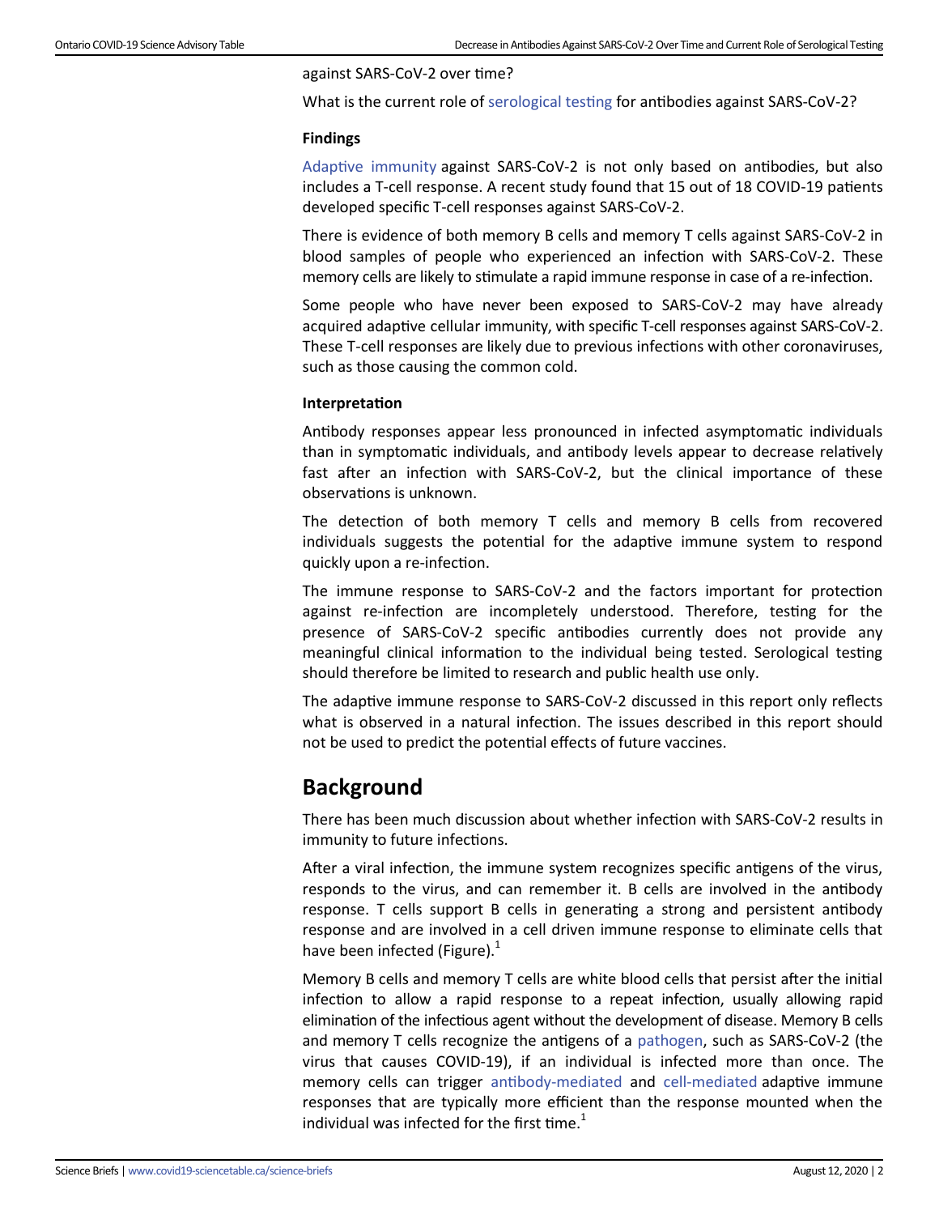against SARS-CoV-2 over time?

What is the current role of serological testing for antibodies against SARS-CoV-2?

**Findings**

Adaptive immunity against SARS-CoV-2 is not only based on antibodies, but also includes a T-cell response. A recent study found that 15 out of 18 COVID-19 patients developed specific T-cell responses against SARS-CoV-2.

There is evidence of both memory B cells and memory T cells against SARS-CoV-2 in blood samples of people who experienced an infection with SARS-CoV-2. These memory cells are likely to stimulate a rapid immune response in case of a re-infection.

Some people who have never been exposed to SARS-CoV-2 may have already acquired adaptive cellular immunity, with specific T-cell responses against SARS-CoV-2. These T-cell responses are likely due to previous infections with other coronaviruses, such as those causing the common cold.

**Interpretation**

Antibody responses appear less pronounced in infected asymptomatic individuals than in symptomatic individuals, and antibody levels appear to decrease relatively fast after an infection with SARS-CoV-2, but the clinical importance of these observations is unknown.

The detection of both memory T cells and memory B cells from recovered individuals suggests the potential for the adaptive immune system to respond quickly upon a re-infection.

The immune response to SARS-CoV-2 and the factors important for protection against re-infection are incompletely understood. Therefore, testing for the presence of SARS-CoV-2 specific antibodies currently does not provide any meaningful clinical information to the individual being tested. Serological testing should therefore be limited to research and public health use only.

The adaptive immune response to SARS-CoV-2 discussed in this report only reflects what is observed in a natural infection. The issues described in this report should not be used to predict the potential effects of future vaccines.

## Background

There has been much discussion about whether infection with SARS-CoV-2 results in immunity to future infections.

After a viral infection, the immune system recognizes specific antigens of the virus, responds to the virus, and can remember it. B cells are involved in the antibody response. T cells support B cells in generating a strong and persistent antibody response and are involved in a cell driven immune response to eliminate cells that have been infected (Figure).[1]

Memory B cells and memory T cells are white blood cells that persist after the initial infection to allow a rapid response to a repeat infection, usually allowing rapid elimination of the infectious agent without the development of disease. Memory B cells and memory T cells recognize the antigens of a pathogen, such as SARS-CoV-2 (the virus that causes COVID-19), if an individual is infected more than once. The memory cells can trigger antibody-mediated and cell-mediated adaptive immune responses that are typically more efficient than the response mounted when the individual was infected for the first time.[1]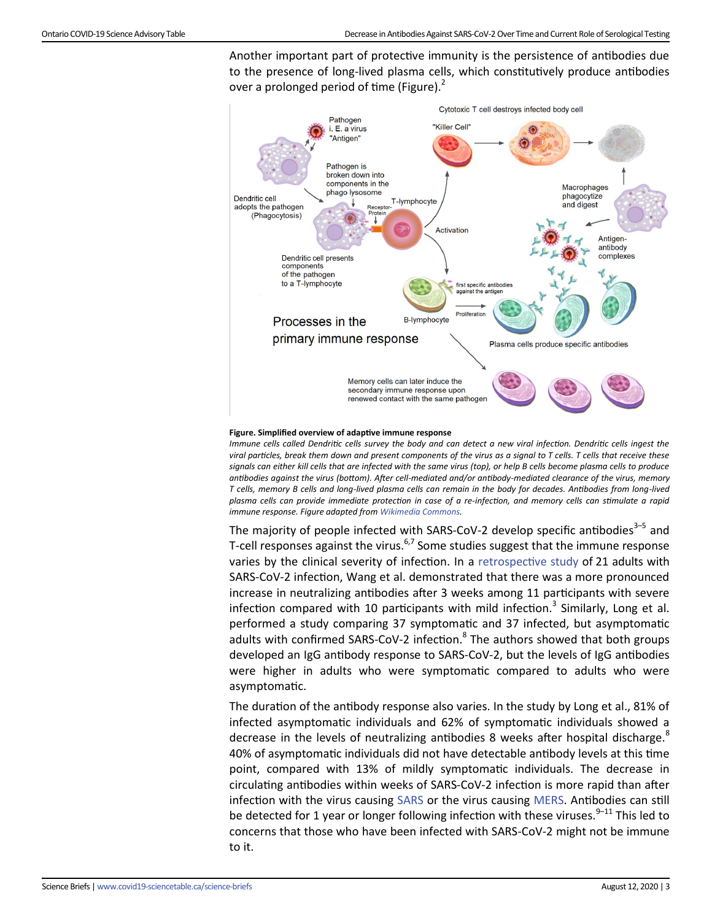Another important part of protective immunity is the persistence of antibodies due to the presence of long-lived plasma cells, which constitutively produce antibodies over a prolonged period of time (Figure).[2]

**Figure. Simplified overview of adaptive immune response**

*Immune cells called Dendritic cells survey the body and can detect a new viral infection. Dendritic cells ingest the viral particles, break them down and present components of the virus as a signal to T cells. T cells that receive these signals can either kill cells that are infected with the same virus (top), or help B cells become plasma cells to produce antibodies against the virus (bottom). After cell-mediated and/or antibody-mediated clearance of the virus, memory T cells, memory B cells and long-lived plasma cells can remain in the body for decades. Antibodies from long-lived plasma cells can provide immediate protection in case of a re-infection, and memory cells can stimulate a rapid immune response. Figure adapted from Wikimedia Commons.*

The majority of people infected with SARS-CoV-2 develop specific antibodies[3–5] and T-cell responses against the virus.[6,7] Some studies suggest that the immune response varies by the clinical severity of infection. In a retrospective study of 21 adults with SARS-CoV-2 infection, Wang et al. demonstrated that there was a more pronounced increase in neutralizing antibodies after 3 weeks among 11 participants with severe infection compared with 10 participants with mild infection.[3] Similarly, Long et al. performed a study comparing 37 symptomatic and 37 infected, but asymptomatic adults with confirmed SARS-CoV-2 infection.[8] The authors showed that both groups developed an IgG antibody response to SARS-CoV-2, but the levels of IgG antibodies were higher in adults who were symptomatic compared to adults who were asymptomatic.

The duration of the antibody response also varies. In the study by Long et al., 81% of infected asymptomatic individuals and 62% of symptomatic individuals showed a decrease in the levels of neutralizing antibodies 8 weeks after hospital discharge.[8] 40% of asymptomatic individuals did not have detectable antibody levels at this time point, compared with 13% of mildly symptomatic individuals. The decrease in circulating antibodies within weeks of SARS-CoV-2 infection is more rapid than after infection with the virus causing SARS or the virus causing MERS. Antibodies can still be detected for 1 year or longer following infection with these viruses.[9–11] This led to concerns that those who have been infected with SARS-CoV-2 might not be immune to it.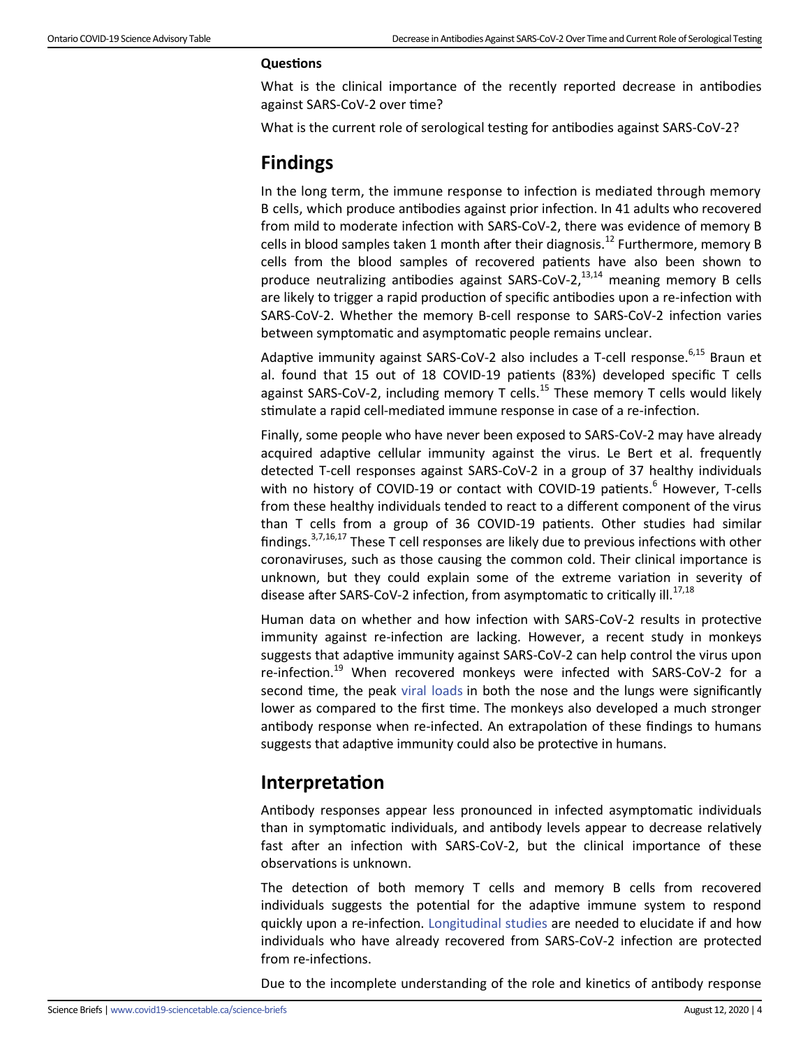**Questions**

What is the clinical importance of the recently reported decrease in antibodies against SARS-CoV-2 over time?

What is the current role of serological testing for antibodies against SARS-CoV-2?

## Findings

In the long term, the immune response to infection is mediated through memory B cells, which produce antibodies against prior infection. In 41 adults who recovered from mild to moderate infection with SARS-CoV-2, there was evidence of memory B cells in blood samples taken 1 month after their diagnosis.[12] Furthermore, memory B cells from the blood samples of recovered patients have also been shown to produce neutralizing antibodies against SARS-CoV-2,[13,14] meaning memory B cells are likely to trigger a rapid production of specific antibodies upon a re-infection with SARS-CoV-2. Whether the memory B-cell response to SARS-CoV-2 infection varies between symptomatic and asymptomatic people remains unclear.

Adaptive immunity against SARS-CoV-2 also includes a T-cell response.[6,15] Braun et al. found that 15 out of 18 COVID-19 patients (83%) developed specific T cells against SARS-CoV-2, including memory T cells.[15] These memory T cells would likely stimulate a rapid cell-mediated immune response in case of a re-infection.

Finally, some people who have never been exposed to SARS-CoV-2 may have already acquired adaptive cellular immunity against the virus. Le Bert et al. frequently detected T-cell responses against SARS-CoV-2 in a group of 37 healthy individuals with no history of COVID-19 or contact with COVID-19 patients.[6] However, T-cells from these healthy individuals tended to react to a different component of the virus than T cells from a group of 36 COVID-19 patients. Other studies had similar findings.[3,7,16,17] These T cell responses are likely due to previous infections with other coronaviruses, such as those causing the common cold. Their clinical importance is unknown, but they could explain some of the extreme variation in severity of disease after SARS-CoV-2 infection, from asymptomatic to critically ill.[17,18]

Human data on whether and how infection with SARS-CoV-2 results in protective immunity against re-infection are lacking. However, a recent study in monkeys suggests that adaptive immunity against SARS-CoV-2 can help control the virus upon re-infection.[19] When recovered monkeys were infected with SARS-CoV-2 for a second time, the peak viral loads in both the nose and the lungs were significantly lower as compared to the first time. The monkeys also developed a much stronger antibody response when re-infected. An extrapolation of these findings to humans suggests that adaptive immunity could also be protective in humans.

## Interpretation

Antibody responses appear less pronounced in infected asymptomatic individuals than in symptomatic individuals, and antibody levels appear to decrease relatively fast after an infection with SARS-CoV-2, but the clinical importance of these observations is unknown.

The detection of both memory T cells and memory B cells from recovered individuals suggests the potential for the adaptive immune system to respond quickly upon a re-infection. Longitudinal studies are needed to elucidate if and how individuals who have already recovered from SARS-CoV-2 infection are protected from re-infections.

Due to the incomplete understanding of the role and kinetics of antibody response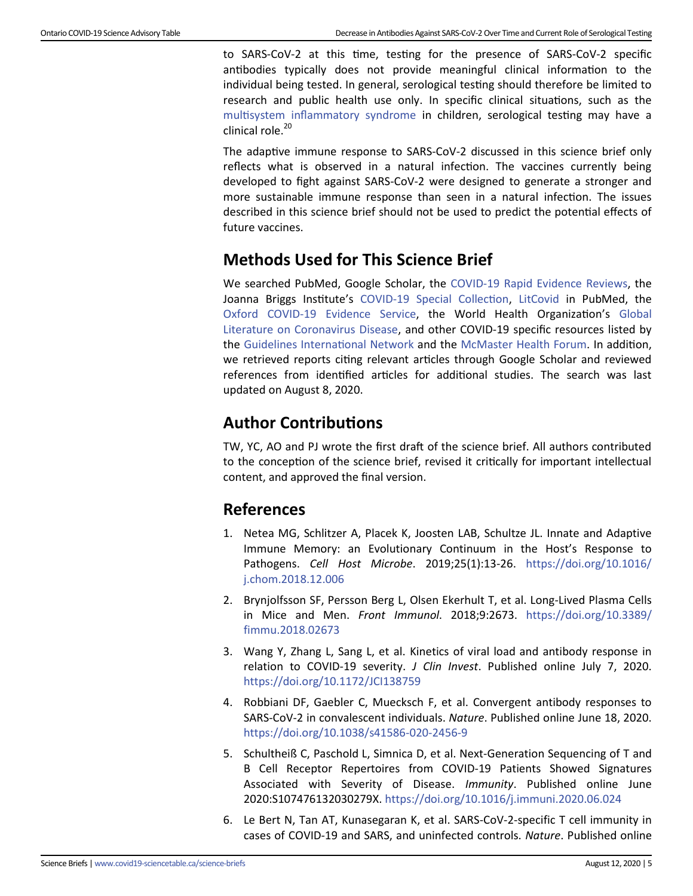to SARS-CoV-2 at this time, testing for the presence of SARS-CoV-2 specific antibodies typically does not provide meaningful clinical information to the individual being tested. In general, serological testing should therefore be limited to research and public health use only. In specific clinical situations, such as the multisystem inflammatory syndrome in children, serological testing may have a clinical role.[20]

The adaptive immune response to SARS-CoV-2 discussed in this science brief only reflects what is observed in a natural infection. The vaccines currently being developed to fight against SARS-CoV-2 were designed to generate a stronger and more sustainable immune response than seen in a natural infection. The issues described in this science brief should not be used to predict the potential effects of future vaccines.

## Methods Used for This Science Brief

We searched PubMed, Google Scholar, the COVID-19 Rapid Evidence Reviews, the Joanna Briggs Institute's COVID-19 Special Collection, LitCovid in PubMed, the Oxford COVID-19 Evidence Service, the World Health Organization's Global Literature on Coronavirus Disease, and other COVID-19 specific resources listed by the Guidelines International Network and the McMaster Health Forum. In addition, we retrieved reports citing relevant articles through Google Scholar and reviewed references from identified articles for additional studies. The search was last updated on August 8, 2020.

## Author Contributions

TW, YC, AO and PJ wrote the first draft of the science brief. All authors contributed to the conception of the science brief, revised it critically for important intellectual content, and approved the final version.

## References

1. Netea MG, Schlitzer A, Placek K, Joosten LAB, Schultze JL. Innate and Adaptive Immune Memory: an Evolutionary Continuum in the Host's Response to Pathogens. *Cell Host Microbe*. 2019;25(1):13-26. https://doi.org/10.1016/j.chom.2018.12.006
2. Brynjolfsson SF, Persson Berg L, Olsen Ekerhult T, et al. Long-Lived Plasma Cells in Mice and Men. *Front Immunol*. 2018;9:2673. https://doi.org/10.3389/fimmu.2018.02673
3. Wang Y, Zhang L, Sang L, et al. Kinetics of viral load and antibody response in relation to COVID-19 severity. *J Clin Invest*. Published online July 7, 2020. https://doi.org/10.1172/JCI138759
4. Robbiani DF, Gaebler C, Muecksch F, et al. Convergent antibody responses to SARS-CoV-2 in convalescent individuals. *Nature*. Published online June 18, 2020. https://doi.org/10.1038/s41586-020-2456-9
5. Schultheiß C, Paschold L, Simnica D, et al. Next-Generation Sequencing of T and B Cell Receptor Repertoires from COVID-19 Patients Showed Signatures Associated with Severity of Disease. *Immunity*. Published online June 2020:S107476132030279X. https://doi.org/10.1016/j.immuni.2020.06.024
6. Le Bert N, Tan AT, Kunasegaran K, et al. SARS-CoV-2-specific T cell immunity in cases of COVID-19 and SARS, and uninfected controls. *Nature*. Published online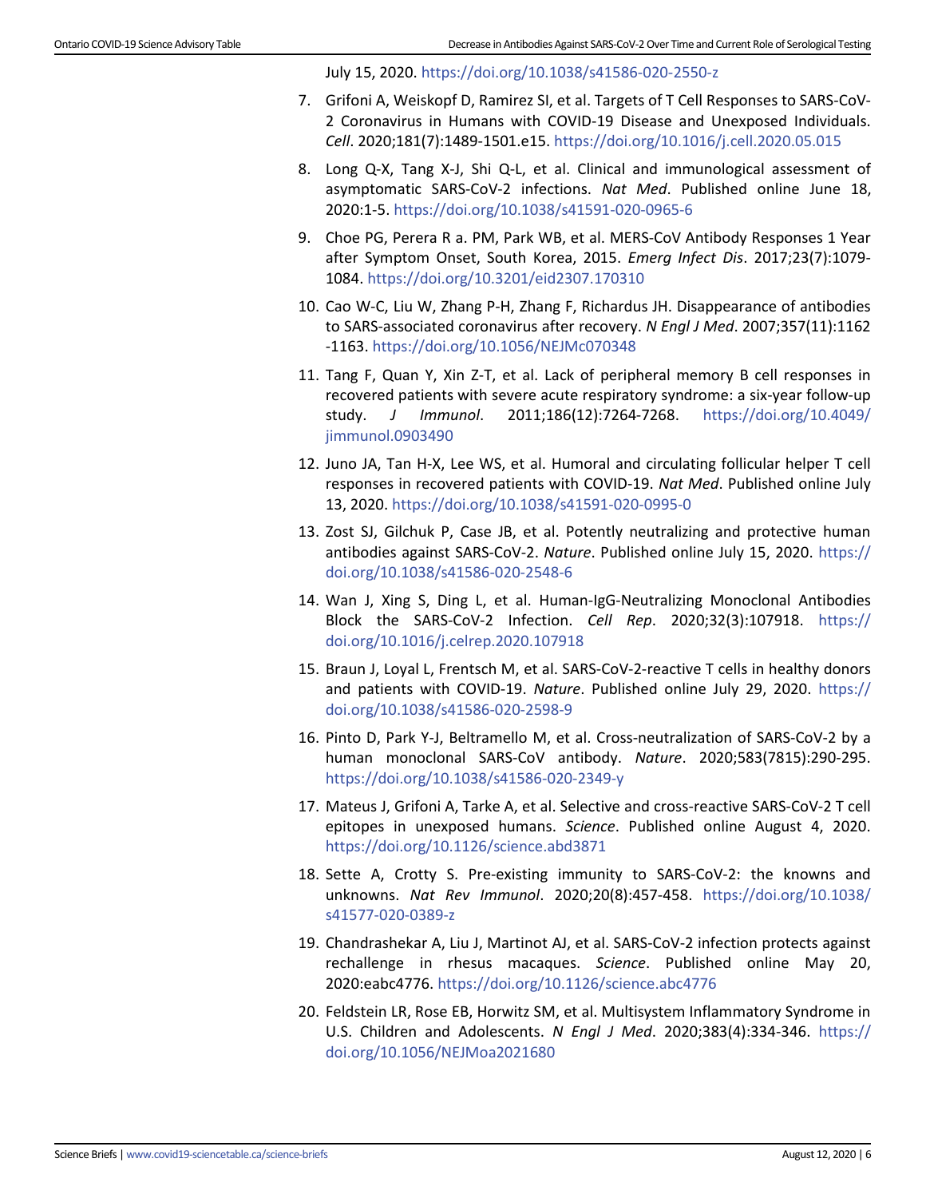July 15, 2020. https://doi.org/10.1038/s41586-020-2550-z

7. Grifoni A, Weiskopf D, Ramirez SI, et al. Targets of T Cell Responses to SARS-CoV-2 Coronavirus in Humans with COVID-19 Disease and Unexposed Individuals. *Cell*. 2020;181(7):1489-1501.e15. https://doi.org/10.1016/j.cell.2020.05.015
8. Long Q-X, Tang X-J, Shi Q-L, et al. Clinical and immunological assessment of asymptomatic SARS-CoV-2 infections. *Nat Med*. Published online June 18, 2020:1-5. https://doi.org/10.1038/s41591-020-0965-6
9. Choe PG, Perera R a. PM, Park WB, et al. MERS-CoV Antibody Responses 1 Year after Symptom Onset, South Korea, 2015. *Emerg Infect Dis*. 2017;23(7):1079-1084. https://doi.org/10.3201/eid2307.170310
10. Cao W-C, Liu W, Zhang P-H, Zhang F, Richardus JH. Disappearance of antibodies to SARS-associated coronavirus after recovery. *N Engl J Med*. 2007;357(11):1162-1163. https://doi.org/10.1056/NEJMc070348
11. Tang F, Quan Y, Xin Z-T, et al. Lack of peripheral memory B cell responses in recovered patients with severe acute respiratory syndrome: a six-year follow-up study. *J Immunol*. 2011;186(12):7264-7268. https://doi.org/10.4049/jimmunol.0903490
12. Juno JA, Tan H-X, Lee WS, et al. Humoral and circulating follicular helper T cell responses in recovered patients with COVID-19. *Nat Med*. Published online July 13, 2020. https://doi.org/10.1038/s41591-020-0995-0
13. Zost SJ, Gilchuk P, Case JB, et al. Potently neutralizing and protective human antibodies against SARS-CoV-2. *Nature*. Published online July 15, 2020. https://doi.org/10.1038/s41586-020-2548-6
14. Wan J, Xing S, Ding L, et al. Human-IgG-Neutralizing Monoclonal Antibodies Block the SARS-CoV-2 Infection. *Cell Rep*. 2020;32(3):107918. https://doi.org/10.1016/j.celrep.2020.107918
15. Braun J, Loyal L, Frentsch M, et al. SARS-CoV-2-reactive T cells in healthy donors and patients with COVID-19. *Nature*. Published online July 29, 2020. https://doi.org/10.1038/s41586-020-2598-9
16. Pinto D, Park Y-J, Beltramello M, et al. Cross-neutralization of SARS-CoV-2 by a human monoclonal SARS-CoV antibody. *Nature*. 2020;583(7815):290-295. https://doi.org/10.1038/s41586-020-2349-y
17. Mateus J, Grifoni A, Tarke A, et al. Selective and cross-reactive SARS-CoV-2 T cell epitopes in unexposed humans. *Science*. Published online August 4, 2020. https://doi.org/10.1126/science.abd3871
18. Sette A, Crotty S. Pre-existing immunity to SARS-CoV-2: the knowns and unknowns. *Nat Rev Immunol*. 2020;20(8):457-458. https://doi.org/10.1038/s41577-020-0389-z
19. Chandrashekar A, Liu J, Martinot AJ, et al. SARS-CoV-2 infection protects against rechallenge in rhesus macaques. *Science*. Published online May 20, 2020:eabc4776. https://doi.org/10.1126/science.abc4776
20. Feldstein LR, Rose EB, Horwitz SM, et al. Multisystem Inflammatory Syndrome in U.S. Children and Adolescents. *N Engl J Med*. 2020;383(4):334-346. https://doi.org/10.1056/NEJMoa2021680